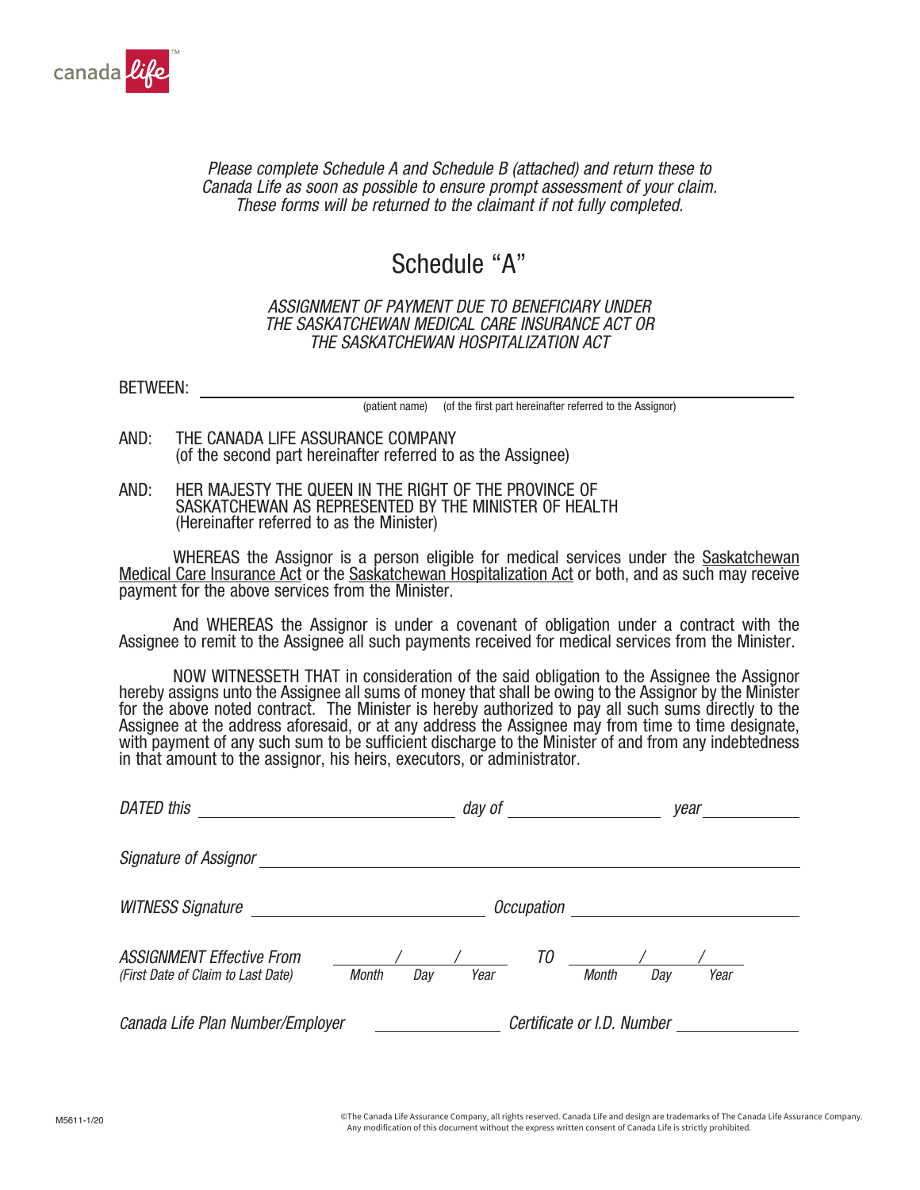canada life™

*Please complete Schedule A and Schedule B (attached) and return these to Canada Life as soon as possible to ensure prompt assessment of your claim. These forms will be returned to the claimant if not fully completed.*

# Schedule "A"

*ASSIGNMENT OF PAYMENT DUE TO BENEFICIARY UNDER THE SASKATCHEWAN MEDICAL CARE INSURANCE ACT OR THE SASKATCHEWAN HOSPITALIZATION ACT*

BETWEEN: ______________________________________________
(patient name) (of the first part hereinafter referred to the Assignor)

AND: THE CANADA LIFE ASSURANCE COMPANY
(of the second part hereinafter referred to as the Assignee)

AND: HER MAJESTY THE QUEEN IN THE RIGHT OF THE PROVINCE OF SASKATCHEWAN AS REPRESENTED BY THE MINISTER OF HEALTH
(Hereinafter referred to as the Minister)

WHEREAS the Assignor is a person eligible for medical services under the Saskatchewan Medical Care Insurance Act or the Saskatchewan Hospitalization Act or both, and as such may receive payment for the above services from the Minister.

And WHEREAS the Assignor is under a covenant of obligation under a contract with the Assignee to remit to the Assignee all such payments received for medical services from the Minister.

NOW WITNESSETH THAT in consideration of the said obligation to the Assignee the Assignor hereby assigns unto the Assignee all sums of money that shall be owing to the Assignor by the Minister for the above noted contract. The Minister is hereby authorized to pay all such sums directly to the Assignee at the address aforesaid, or at any address the Assignee may from time to time designate, with payment of any such sum to be sufficient discharge to the Minister of and from any indebtedness in that amount to the assignor, his heirs, executors, or administrator.

*DATED this* ____________________ *day of* ____________________ *year* ____________

*Signature of Assignor* ______________________________________________

*WITNESS Signature* ____________________ *Occupation* ____________________

*ASSIGNMENT Effective From* ____ / ____ / ____ *TO* ____ / ____ / ____
*(First Date of Claim to Last Date)* *Month Day Year* *Month Day Year*

*Canada Life Plan Number/Employer* ____________ *Certificate or I.D. Number* ____________

M5611-1/20

©The Canada Life Assurance Company, all rights reserved. Canada Life and design are trademarks of The Canada Life Assurance Company. Any modification of this document without the express written consent of Canada Life is strictly prohibited.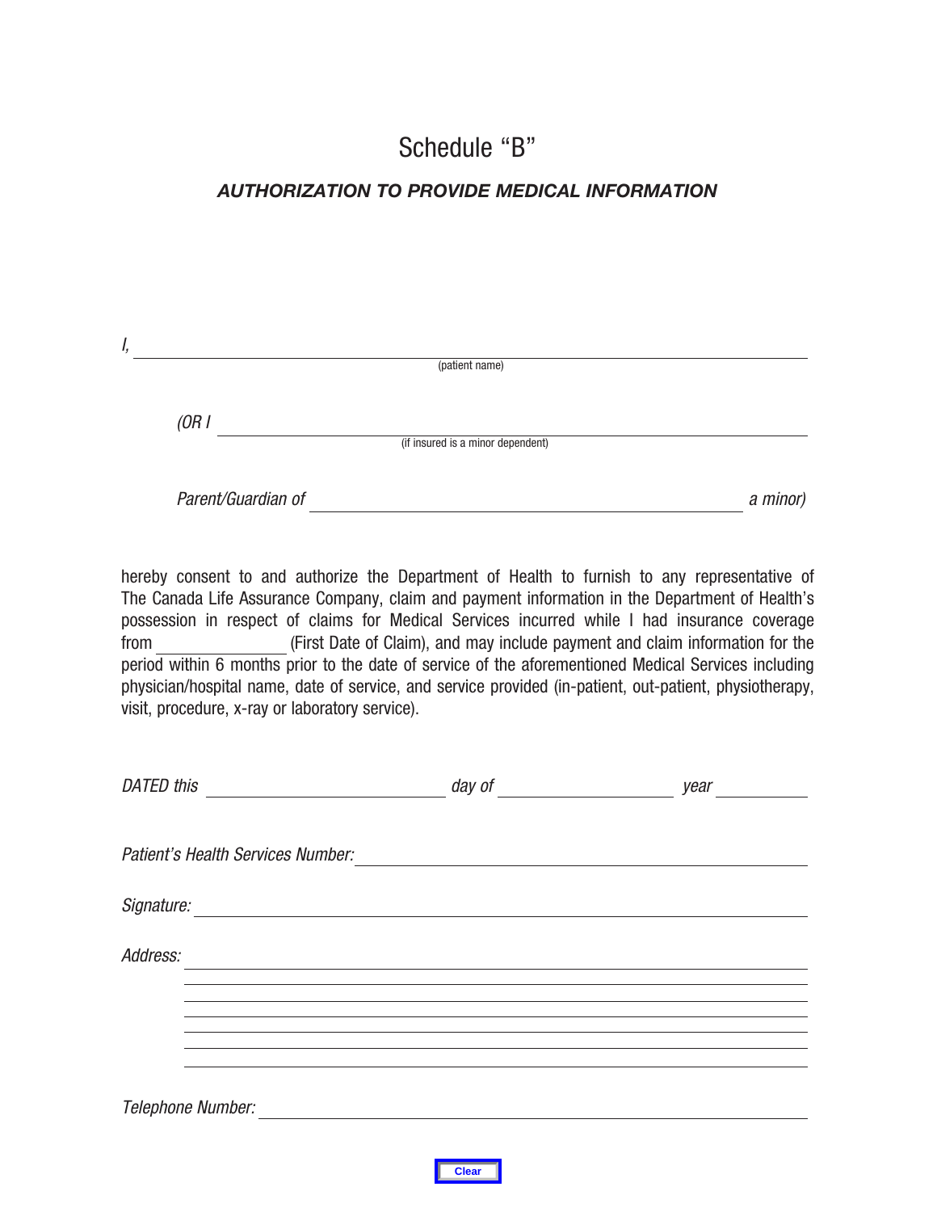# Schedule "B"

## *AUTHORIZATION TO PROVIDE MEDICAL INFORMATION*

*I,* \_\_\_\_\_\_\_\_\_\_\_\_\_\_\_\_\_\_\_\_\_\_\_\_\_\_\_\_\_\_\_\_\_\_\_\_\_\_\_\_\_\_\_\_
(patient name)

*(OR I* \_\_\_\_\_\_\_\_\_\_\_\_\_\_\_\_\_\_\_\_\_\_\_\_\_\_\_\_\_\_\_\_\_\_\_\_\_\_\_\_\_\_\_\_
(if insured is a minor dependent)

*Parent/Guardian of* \_\_\_\_\_\_\_\_\_\_\_\_\_\_\_\_\_\_\_\_\_\_\_\_\_\_\_\_\_\_\_\_\_\_ *a minor)*

hereby consent to and authorize the Department of Health to furnish to any representative of The Canada Life Assurance Company, claim and payment information in the Department of Health's possession in respect of claims for Medical Services incurred while I had insurance coverage from \_\_\_\_\_\_\_\_\_\_\_\_ (First Date of Claim), and may include payment and claim information for the period within 6 months prior to the date of service of the aforementioned Medical Services including physician/hospital name, date of service, and service provided (in-patient, out-patient, physiotherapy, visit, procedure, x-ray or laboratory service).

*DATED this* \_\_\_\_\_\_\_\_\_\_\_\_\_\_\_\_\_\_ *day of* \_\_\_\_\_\_\_\_\_\_\_\_\_\_ *year* \_\_\_\_\_\_\_

*Patient's Health Services Number:* \_\_\_\_\_\_\_\_\_\_\_\_\_\_\_\_\_\_\_\_\_\_\_\_\_\_\_\_

*Signature:* \_\_\_\_\_\_\_\_\_\_\_\_\_\_\_\_\_\_\_\_\_\_\_\_\_\_\_\_\_\_\_\_\_\_\_\_\_\_\_\_

*Address:* \_\_\_\_\_\_\_\_\_\_\_\_\_\_\_\_\_\_\_\_\_\_\_\_\_\_\_\_\_\_\_\_\_\_\_\_\_\_\_\_

*Telephone Number:* \_\_\_\_\_\_\_\_\_\_\_\_\_\_\_\_\_\_\_\_\_\_\_\_\_\_\_\_\_\_\_\_\_\_\_\_

Clear